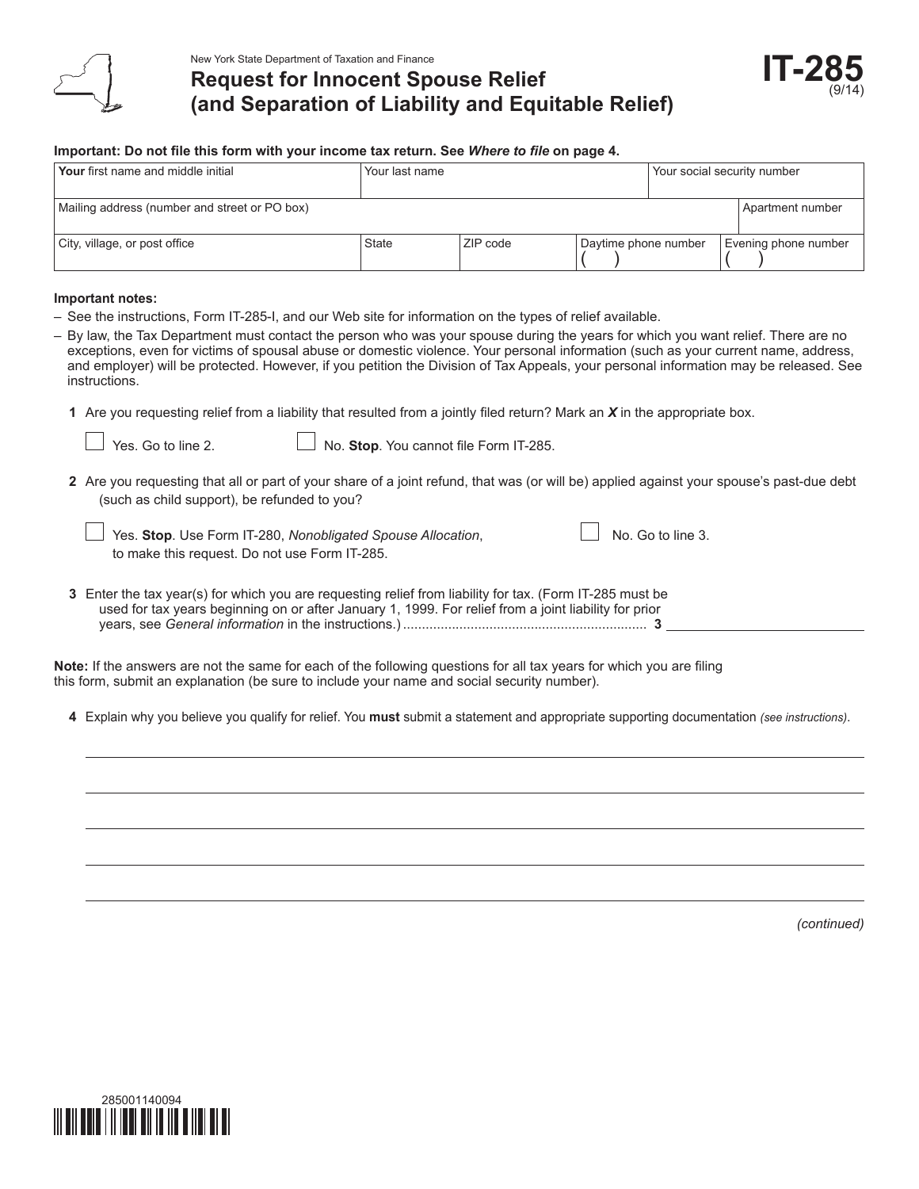New York State Department of Taxation and Finance

# Request for Innocent Spouse Relief (and Separation of Liability and Equitable Relief)

**IT-285** (9/14)

**Important: Do not file this form with your income tax return. See *Where to file* on page 4.**

| **Your** first name and middle initial | Your last name | | | Your social security number |
|---|---|---|---|---|
| Mailing address (number and street or PO box) | | | | Apartment number |
| City, village, or post office | State | ZIP code | Daytime phone number ( ) | Evening phone number ( ) |

**Important notes:**

– See the instructions, Form IT-285-I, and our Web site for information on the types of relief available.

– By law, the Tax Department must contact the person who was your spouse during the years for which you want relief. There are no exceptions, even for victims of spousal abuse or domestic violence. Your personal information (such as your current name, address, and employer) will be protected. However, if you petition the Division of Tax Appeals, your personal information may be released. See instructions.

**1** Are you requesting relief from a liability that resulted from a jointly filed return? Mark an ***X*** in the appropriate box.

☐ Yes. Go to line 2. ☐ No. **Stop**. You cannot file Form IT-285.

**2** Are you requesting that all or part of your share of a joint refund, that was (or will be) applied against your spouse's past-due debt (such as child support), be refunded to you?

☐ Yes. **Stop**. Use Form IT-280, *Nonobligated Spouse Allocation*, to make this request. Do not use Form IT-285. ☐ No. Go to line 3.

**3** Enter the tax year(s) for which you are requesting relief from liability for tax. (Form IT-285 must be used for tax years beginning on or after January 1, 1999. For relief from a joint liability for prior years, see *General information* in the instructions.) .................................................................. **3** ____________

**Note:** If the answers are not the same for each of the following questions for all tax years for which you are filing this form, submit an explanation (be sure to include your name and social security number).

**4** Explain why you believe you qualify for relief. You **must** submit a statement and appropriate supporting documentation *(see instructions)*.

_______________________________________________

_______________________________________________

_______________________________________________

_______________________________________________

_______________________________________________

*(continued)*

285001140094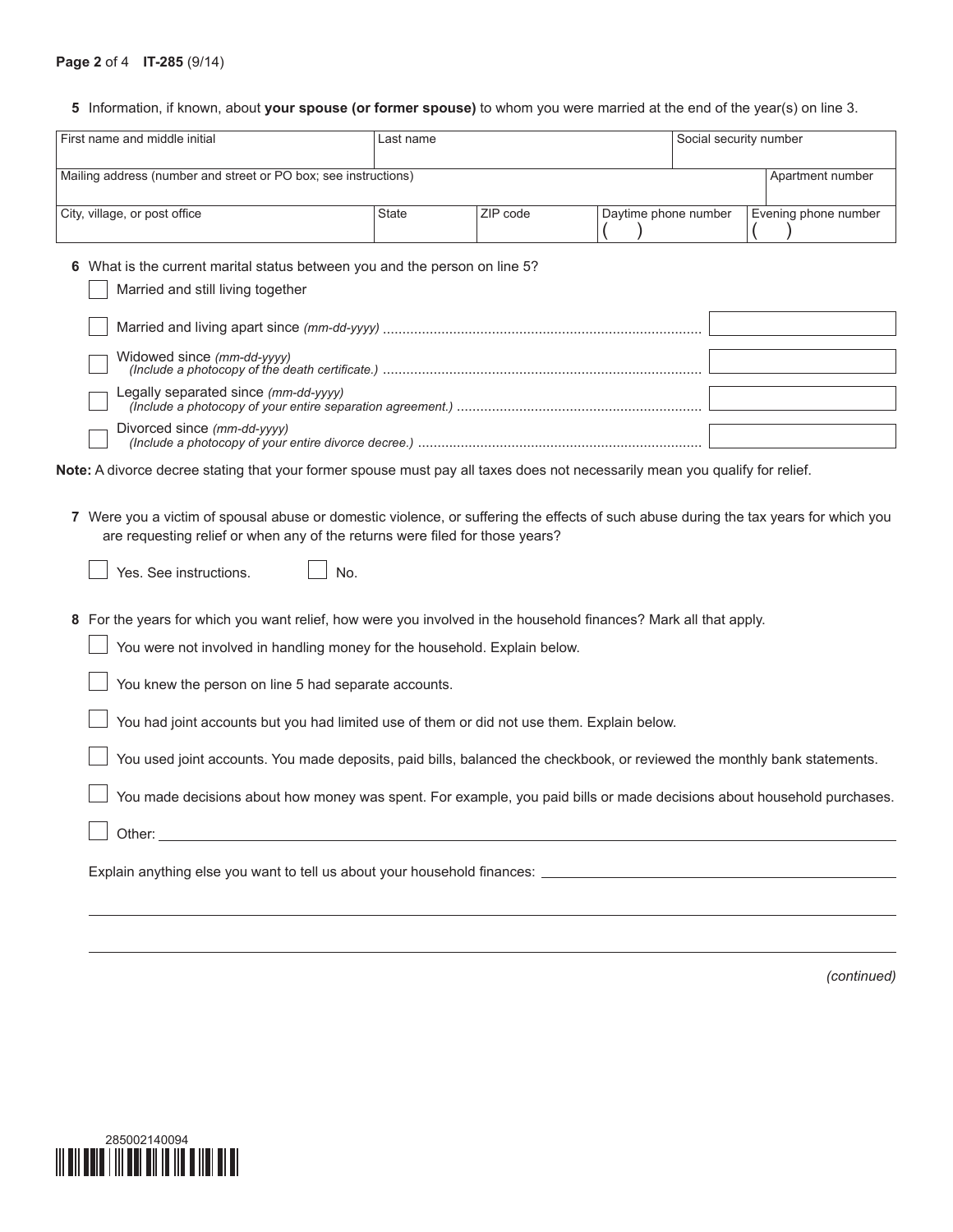**5** Information, if known, about **your spouse (or former spouse)** to whom you were married at the end of the year(s) on line 3.

| First name and middle initial | Last name | | | Social security number |
|---|---|---|---|---|
| **Mailing address** (number and street or PO box; see instructions) | | | | **Apartment number** |
| **City, village, or post office** | **State** | **ZIP code** | **Daytime phone number** ( ) | **Evening phone number** ( ) |

**6** What is the current marital status between you and the person on line 5?

- ☐ Married and still living together
- ☐ Married and living apart since *(mm-dd-yyyy)* ..................................................
- ☐ Widowed since *(mm-dd-yyyy)* *(Include a photocopy of the death certificate.)* ..................................................
- ☐ Legally separated since *(mm-dd-yyyy)* *(Include a photocopy of your entire separation agreement.)* ..................................................
- ☐ Divorced since *(mm-dd-yyyy)* *(Include a photocopy of your entire divorce decree.)* ..................................................

**Note:** A divorce decree stating that your former spouse must pay all taxes does not necessarily mean you qualify for relief.

**7** Were you a victim of spousal abuse or domestic violence, or suffering the effects of such abuse during the tax years for which you are requesting relief or when any of the returns were filed for those years?

☐ Yes. See instructions. ☐ No.

**8** For the years for which you want relief, how were you involved in the household finances? Mark all that apply.

- ☐ You were not involved in handling money for the household. Explain below.
- ☐ You knew the person on line 5 had separate accounts.
- ☐ You had joint accounts but you had limited use of them or did not use them. Explain below.
- ☐ You used joint accounts. You made deposits, paid bills, balanced the checkbook, or reviewed the monthly bank statements.
- ☐ You made decisions about how money was spent. For example, you paid bills or made decisions about household purchases.
- ☐ Other: ______________________________

Explain anything else you want to tell us about your household finances: ______________________________

______________________________

______________________________

*(continued)*

285002140094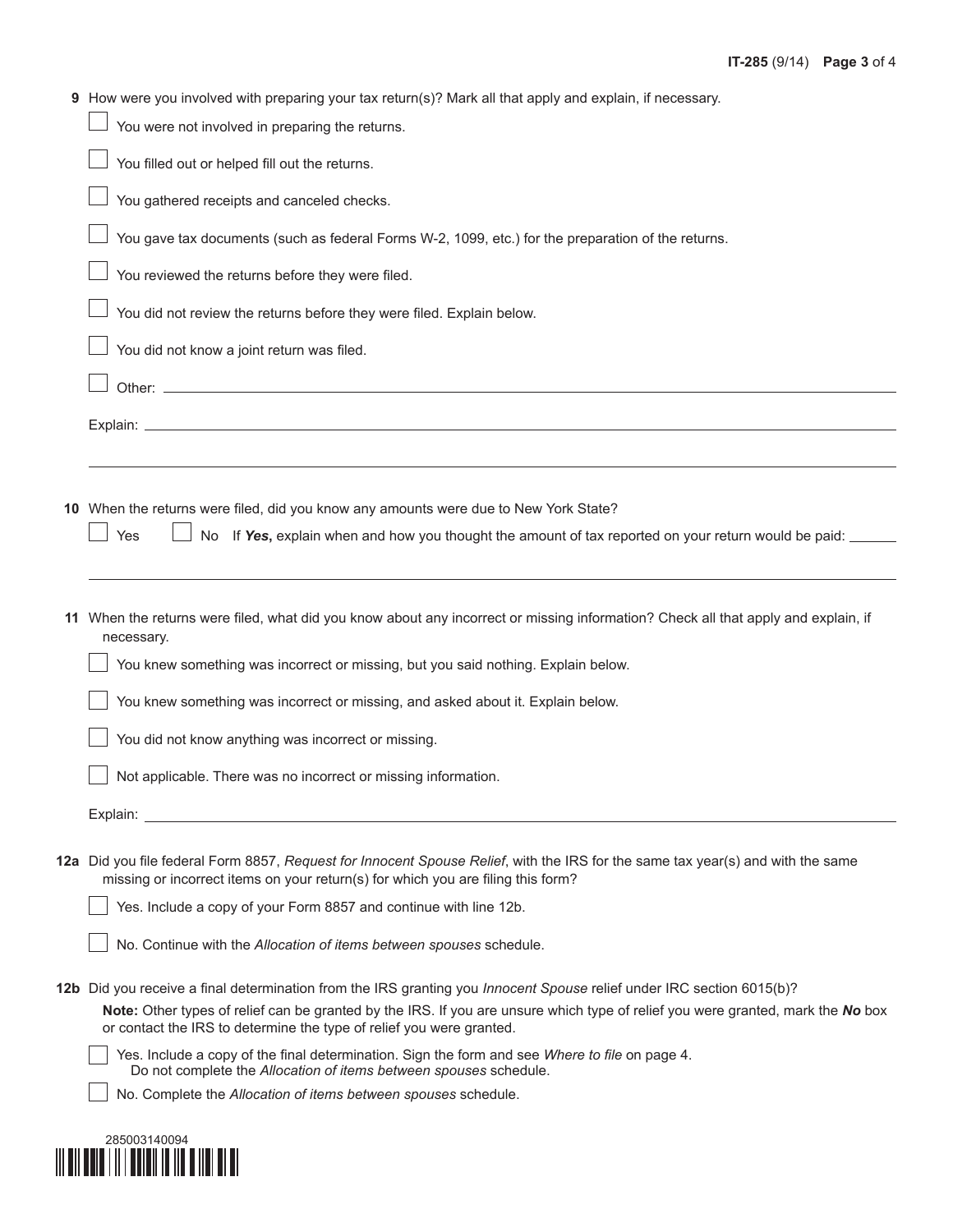**9** How were you involved with preparing your tax return(s)? Mark all that apply and explain, if necessary.

- ☐ You were not involved in preparing the returns.
- ☐ You filled out or helped fill out the returns.
- ☐ You gathered receipts and canceled checks.
- ☐ You gave tax documents (such as federal Forms W-2, 1099, etc.) for the preparation of the returns.
- ☐ You reviewed the returns before they were filed.
- ☐ You did not review the returns before they were filed. Explain below.
- ☐ You did not know a joint return was filed.
- ☐ Other: \_\_\_\_\_\_\_\_\_\_\_\_\_\_\_\_\_\_\_\_

Explain: \_\_\_\_\_\_\_\_\_\_\_\_\_\_\_\_\_\_\_\_

**10** When the returns were filed, did you know any amounts were due to New York State?

☐ Yes ☐ No If ***Yes***, explain when and how you thought the amount of tax reported on your return would be paid: \_\_\_\_\_\_\_\_\_\_\_\_\_\_\_\_\_\_\_\_

**11** When the returns were filed, what did you know about any incorrect or missing information? Check all that apply and explain, if necessary.

- ☐ You knew something was incorrect or missing, but you said nothing. Explain below.
- ☐ You knew something was incorrect or missing, and asked about it. Explain below.
- ☐ You did not know anything was incorrect or missing.
- ☐ Not applicable. There was no incorrect or missing information.

Explain: \_\_\_\_\_\_\_\_\_\_\_\_\_\_\_\_\_\_\_\_

**12a** Did you file federal Form 8857, *Request for Innocent Spouse Relief*, with the IRS for the same tax year(s) and with the same missing or incorrect items on your return(s) for which you are filing this form?

- ☐ Yes. Include a copy of your Form 8857 and continue with line 12b.
- ☐ No. Continue with the *Allocation of items between spouses* schedule.

**12b** Did you receive a final determination from the IRS granting you *Innocent Spouse* relief under IRC section 6015(b)?

**Note:** Other types of relief can be granted by the IRS. If you are unsure which type of relief you were granted, mark the ***No*** box or contact the IRS to determine the type of relief you were granted.

- ☐ Yes. Include a copy of the final determination. Sign the form and see *Where to file* on page 4. Do not complete the *Allocation of items between spouses* schedule.
- ☐ No. Complete the *Allocation of items between spouses* schedule.

285003140094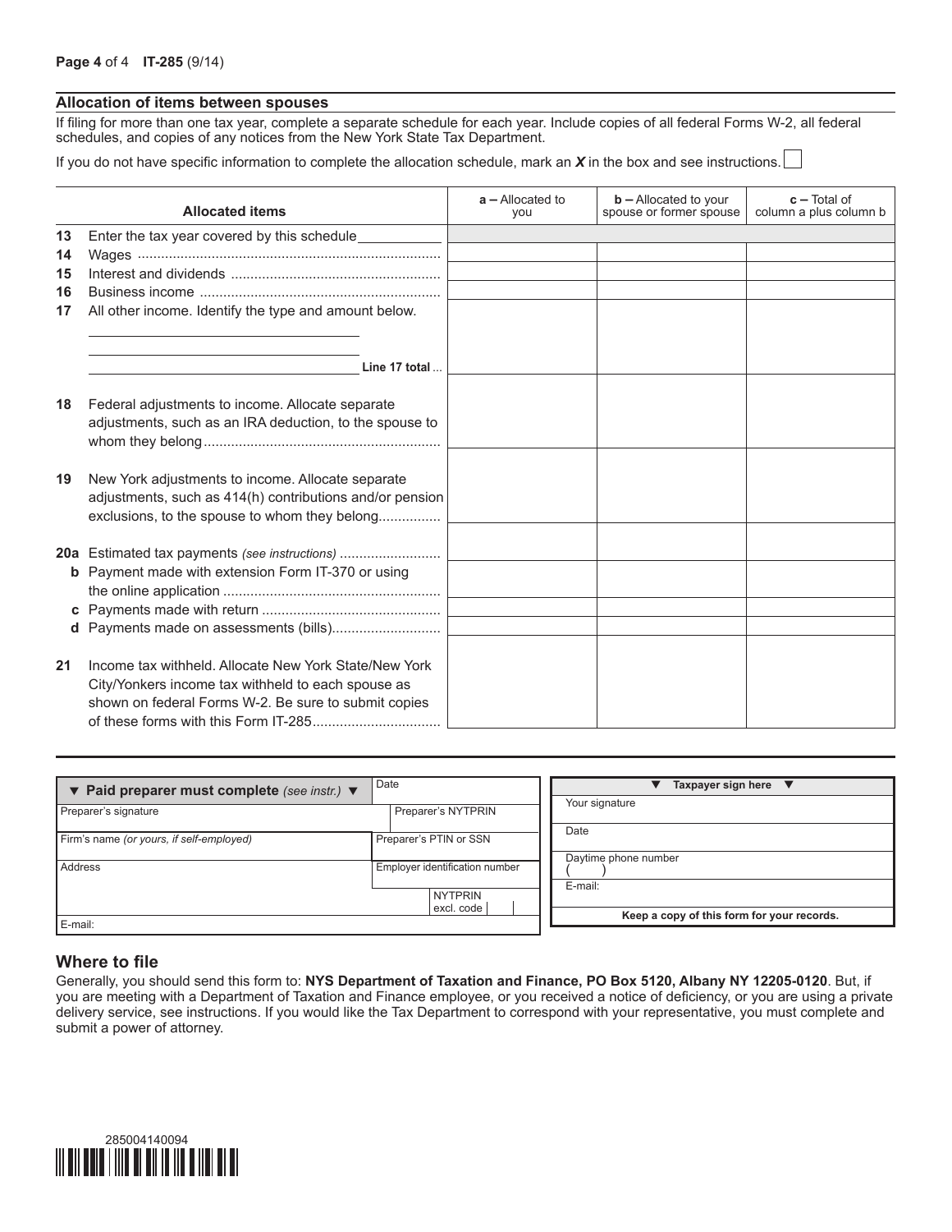## Allocation of items between spouses

If filing for more than one tax year, complete a separate schedule for each year. Include copies of all federal Forms W-2, all federal schedules, and copies of any notices from the New York State Tax Department.

If you do not have specific information to complete the allocation schedule, mark an ***X*** in the box and see instructions. ☐

| | Allocated items | a – Allocated to you | b – Allocated to your spouse or former spouse | c – Total of column a plus column b |
|---|---|---|---|---|
| 13 | Enter the tax year covered by this schedule ________ | | | |
| 14 | Wages | | | |
| 15 | Interest and dividends | | | |
| 16 | Business income | | | |
| 17 | All other income. Identify the type and amount below. ________ ________ ________ Line 17 total | | | |
| 18 | Federal adjustments to income. Allocate separate adjustments, such as an IRA deduction, to the spouse to whom they belong | | | |
| 19 | New York adjustments to income. Allocate separate adjustments, such as 414(h) contributions and/or pension exclusions, to the spouse to whom they belong | | | |
| 20a | Estimated tax payments *(see instructions)* | | | |
| b | Payment made with extension Form IT-370 or using the online application | | | |
| c | Payments made with return | | | |
| d | Payments made on assessments (bills) | | | |
| 21 | Income tax withheld. Allocate New York State/New York City/Yonkers income tax withheld to each spouse as shown on federal Forms W-2. Be sure to submit copies of these forms with this Form IT-285 | | | |

| ▼ Paid preparer must complete *(see instr.)* ▼ | Date |
|---|---|
| Preparer's signature | Preparer's NYTPRIN |
| Firm's name *(or yours, if self-employed)* | Preparer's PTIN or SSN |
| Address | Employer identification number |
| | NYTPRIN excl. code |
| E-mail: | |

| ▼ Taxpayer sign here ▼ |
|---|
| Your signature |
| Date |
| Daytime phone number ( ) |
| E-mail: |
| **Keep a copy of this form for your records.** |

## Where to file

Generally, you should send this form to: **NYS Department of Taxation and Finance, PO Box 5120, Albany NY 12205-0120**. But, if you are meeting with a Department of Taxation and Finance employee, or you received a notice of deficiency, or you are using a private delivery service, see instructions. If you would like the Tax Department to correspond with your representative, you must complete and submit a power of attorney.

285004140094